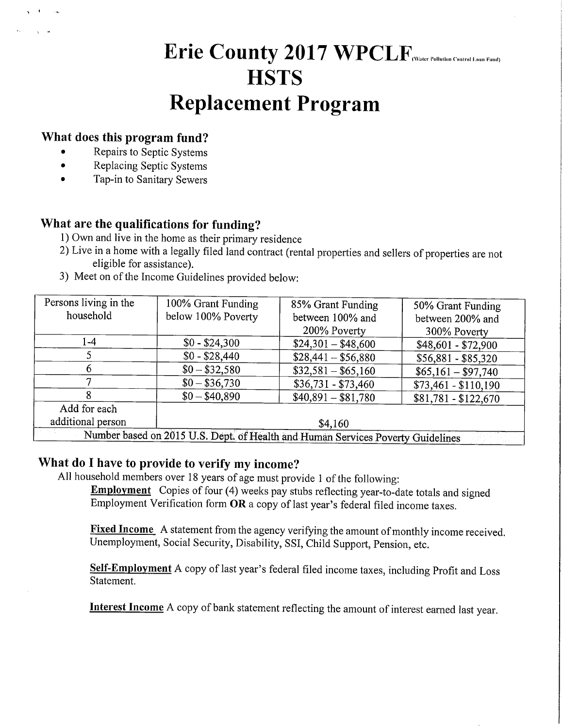# Erie County 2017 WPCLF (Water Pollution Control Loan Fund) HSTS Replacement Program

## What does this program fund?

- Repairs to Septic Systems
- Replacing Septic Systems
- Tap-in to Sanitary Sewers

## What are the qualifications for funding?

1) Own and live in the home as their primary residence
2) Live in a home with a legally filed land contract (rental properties and sellers of properties are not eligible for assistance).
3) Meet on of the Income Guidelines provided below:

| Persons living in the household | 100% Grant Funding below 100% Poverty | 85% Grant Funding between 100% and 200% Poverty | 50% Grant Funding between 200% and 300% Poverty |
|---|---|---|---|
| 1-4 | $0 - $24,300 | $24,301 – $48,600 | $48,601 - $72,900 |
| 5 | $0 - $28,440 | $28,441 – $56,880 | $56,881 - $85,320 |
| 6 | $0 – $32,580 | $32,581 – $65,160 | $65,161 – $97,740 |
| 7 | $0 – $36,730 | $36,731 - $73,460 | $73,461 - $110,190 |
| 8 | $0 – $40,890 | $40,891 – $81,780 | $81,781 - $122,670 |
| Add for each additional person | $4,160 | | |
| Number based on 2015 U.S. Dept. of Health and Human Services Poverty Guidelines | | | |

## What do I have to provide to verify my income?

All household members over 18 years of age must provide 1 of the following:

**Employment** Copies of four (4) weeks pay stubs reflecting year-to-date totals and signed Employment Verification form **OR** a copy of last year's federal filed income taxes.

**Fixed Income** A statement from the agency verifying the amount of monthly income received. Unemployment, Social Security, Disability, SSI, Child Support, Pension, etc.

**Self-Employment** A copy of last year's federal filed income taxes, including Profit and Loss Statement.

**Interest Income** A copy of bank statement reflecting the amount of interest earned last year.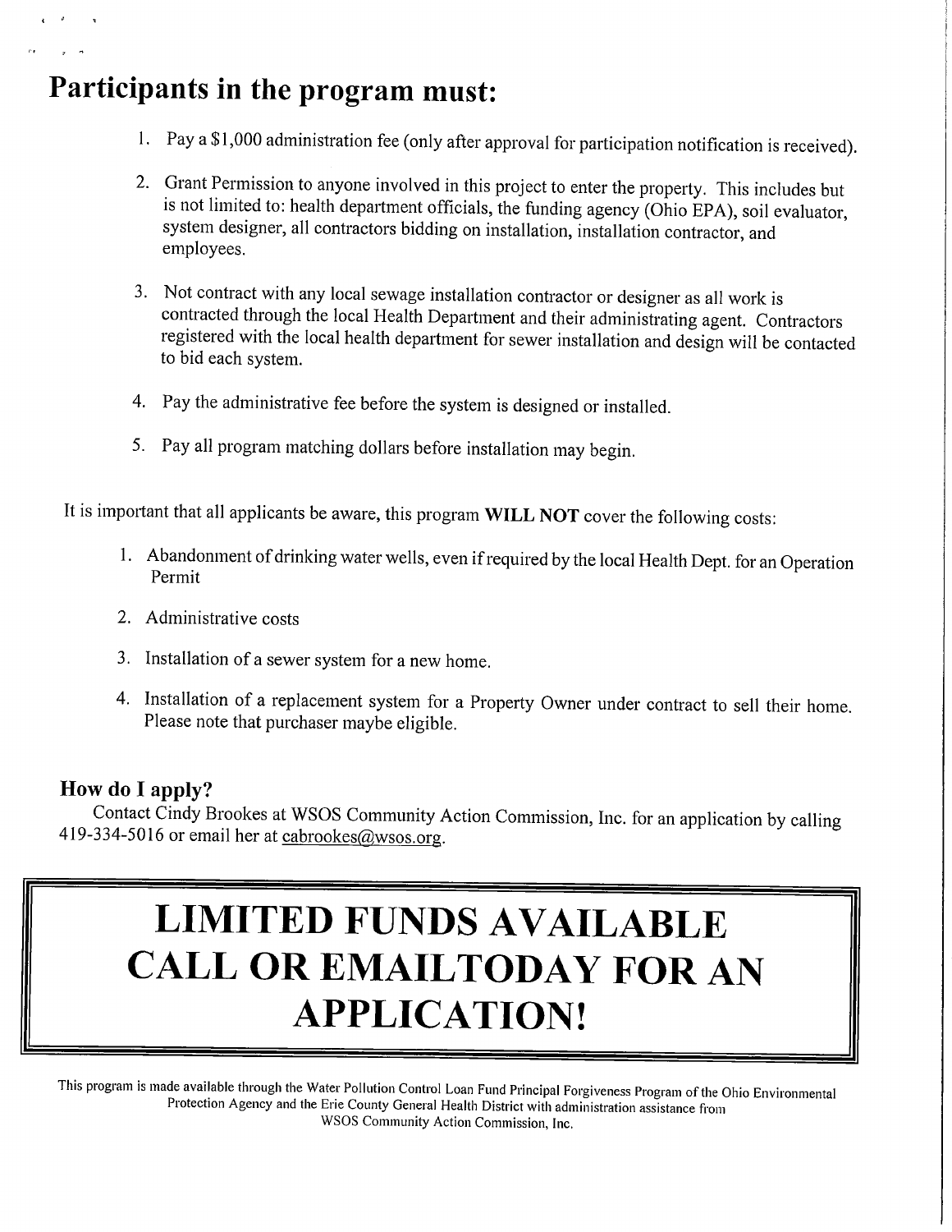# Participants in the program must:

1. Pay a $1,000 administration fee (only after approval for participation notification is received).
2. Grant Permission to anyone involved in this project to enter the property. This includes but is not limited to: health department officials, the funding agency (Ohio EPA), soil evaluator, system designer, all contractors bidding on installation, installation contractor, and employees.
3. Not contract with any local sewage installation contractor or designer as all work is contracted through the local Health Department and their administrating agent. Contractors registered with the local health department for sewer installation and design will be contacted to bid each system.
4. Pay the administrative fee before the system is designed or installed.
5. Pay all program matching dollars before installation may begin.

It is important that all applicants be aware, this program **WILL NOT** cover the following costs:

1. Abandonment of drinking water wells, even if required by the local Health Dept. for an Operation Permit
2. Administrative costs
3. Installation of a sewer system for a new home.
4. Installation of a replacement system for a Property Owner under contract to sell their home. Please note that purchaser maybe eligible.

## How do I apply?

Contact Cindy Brookes at WSOS Community Action Commission, Inc. for an application by calling 419-334-5016 or email her at cabrookes@wsos.org.

**LIMITED FUNDS AVAILABLE CALL OR EMAILTODAY FOR AN APPLICATION!**

This program is made available through the Water Pollution Control Loan Fund Principal Forgiveness Program of the Ohio Environmental Protection Agency and the Erie County General Health District with administration assistance from WSOS Community Action Commission, Inc.